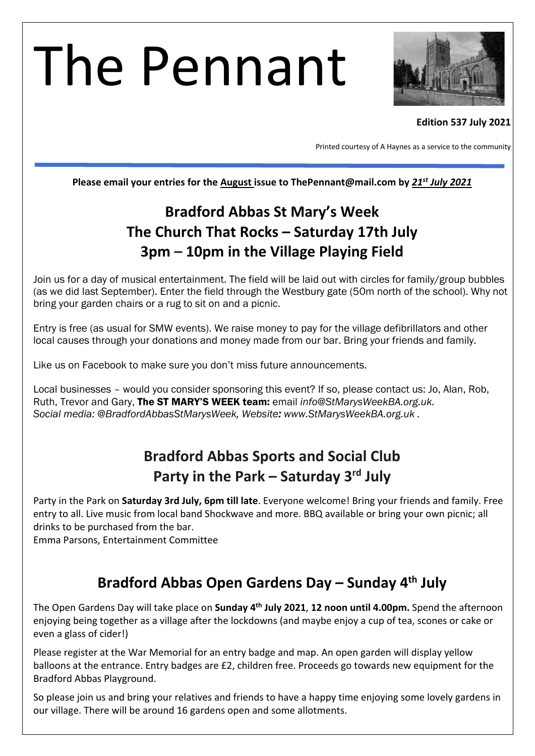# The Pennant

**Edition 537 July 2021**

Printed courtesy of A Haynes as a service to the community

**Please email your entries for the August issue to ThePennant@mail.com by *21st July 2021***

## Bradford Abbas St Mary's Week
## The Church That Rocks – Saturday 17th July
## 3pm – 10pm in the Village Playing Field

Join us for a day of musical entertainment. The field will be laid out with circles for family/group bubbles (as we did last September). Enter the field through the Westbury gate (50m north of the school). Why not bring your garden chairs or a rug to sit on and a picnic.

Entry is free (as usual for SMW events). We raise money to pay for the village defibrillators and other local causes through your donations and money made from our bar. Bring your friends and family.

Like us on Facebook to make sure you don't miss future announcements.

Local businesses – would you consider sponsoring this event? If so, please contact us: Jo, Alan, Rob, Ruth, Trevor and Gary, **The ST MARY'S WEEK team:** email *info@StMarysWeekBA.org.uk. Social media: @BradfordAbbasStMarysWeek, Website: www.StMarysWeekBA.org.uk .*

## Bradford Abbas Sports and Social Club
## Party in the Park – Saturday 3rd July

Party in the Park on **Saturday 3rd July, 6pm till late**. Everyone welcome! Bring your friends and family. Free entry to all. Live music from local band Shockwave and more. BBQ available or bring your own picnic; all drinks to be purchased from the bar.
Emma Parsons, Entertainment Committee

## Bradford Abbas Open Gardens Day – Sunday 4th July

The Open Gardens Day will take place on **Sunday 4th July 2021**, **12 noon until 4.00pm.** Spend the afternoon enjoying being together as a village after the lockdowns (and maybe enjoy a cup of tea, scones or cake or even a glass of cider!)

Please register at the War Memorial for an entry badge and map. An open garden will display yellow balloons at the entrance. Entry badges are £2, children free. Proceeds go towards new equipment for the Bradford Abbas Playground.

So please join us and bring your relatives and friends to have a happy time enjoying some lovely gardens in our village. There will be around 16 gardens open and some allotments.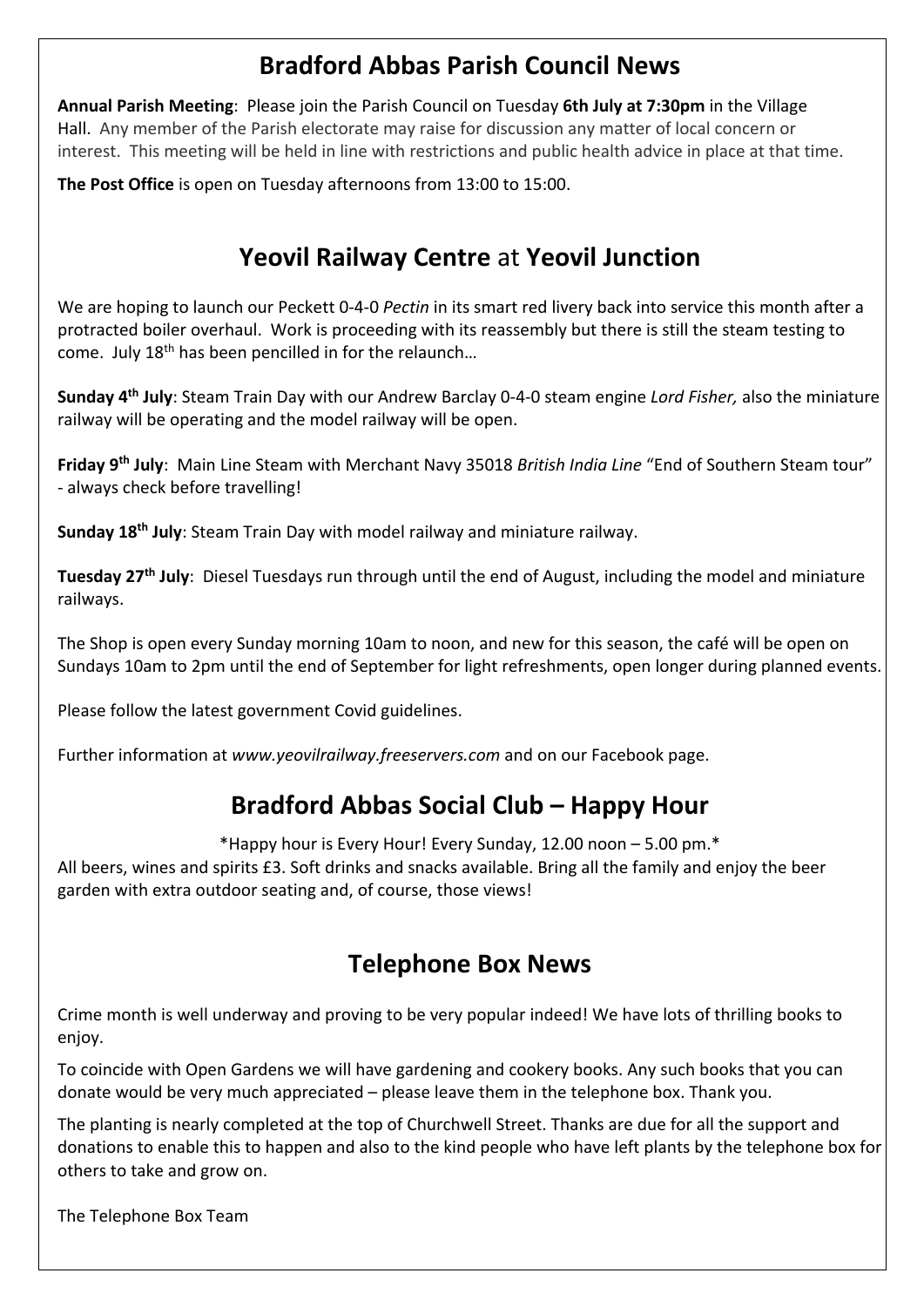## Bradford Abbas Parish Council News

**Annual Parish Meeting**: Please join the Parish Council on Tuesday **6th July at 7:30pm** in the Village Hall. Any member of the Parish electorate may raise for discussion any matter of local concern or interest. This meeting will be held in line with restrictions and public health advice in place at that time.

**The Post Office** is open on Tuesday afternoons from 13:00 to 15:00.

## Yeovil Railway Centre at Yeovil Junction

We are hoping to launch our Peckett 0-4-0 *Pectin* in its smart red livery back into service this month after a protracted boiler overhaul. Work is proceeding with its reassembly but there is still the steam testing to come. July 18th has been pencilled in for the relaunch…

**Sunday 4th July**: Steam Train Day with our Andrew Barclay 0-4-0 steam engine *Lord Fisher,* also the miniature railway will be operating and the model railway will be open.

**Friday 9th July**: Main Line Steam with Merchant Navy 35018 *British India Line* "End of Southern Steam tour" - always check before travelling!

**Sunday 18th July**: Steam Train Day with model railway and miniature railway.

**Tuesday 27th July**: Diesel Tuesdays run through until the end of August, including the model and miniature railways.

The Shop is open every Sunday morning 10am to noon, and new for this season, the café will be open on Sundays 10am to 2pm until the end of September for light refreshments, open longer during planned events.

Please follow the latest government Covid guidelines.

Further information at *www.yeovilrailway.freeservers.com* and on our Facebook page.

## Bradford Abbas Social Club – Happy Hour

*Happy hour is Every Hour! Every Sunday, 12.00 noon – 5.00 pm.*

All beers, wines and spirits £3. Soft drinks and snacks available. Bring all the family and enjoy the beer garden with extra outdoor seating and, of course, those views!

## Telephone Box News

Crime month is well underway and proving to be very popular indeed! We have lots of thrilling books to enjoy.

To coincide with Open Gardens we will have gardening and cookery books. Any such books that you can donate would be very much appreciated – please leave them in the telephone box. Thank you.

The planting is nearly completed at the top of Churchwell Street. Thanks are due for all the support and donations to enable this to happen and also to the kind people who have left plants by the telephone box for others to take and grow on.

The Telephone Box Team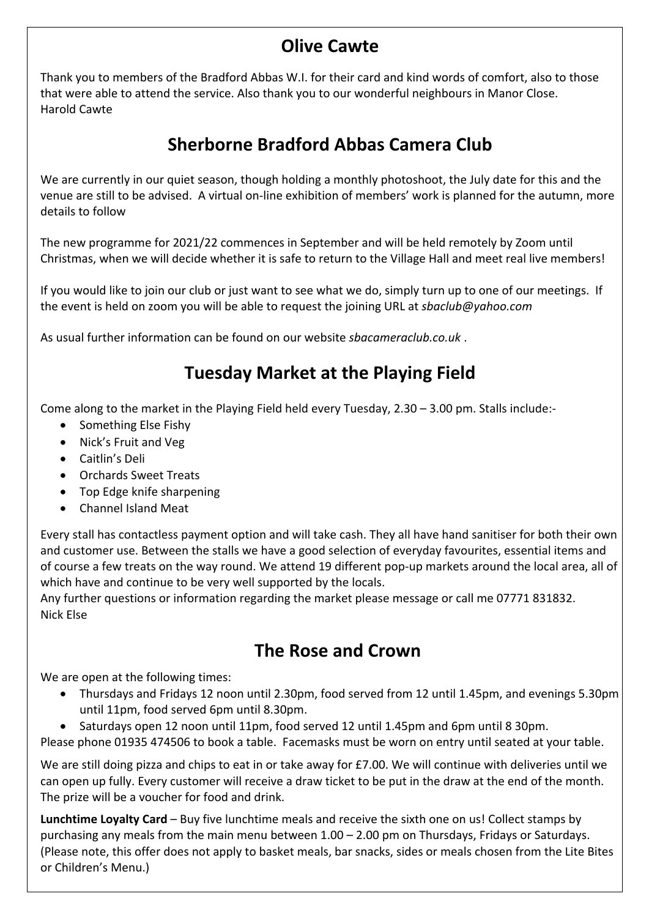## Olive Cawte

Thank you to members of the Bradford Abbas W.I. for their card and kind words of comfort, also to those that were able to attend the service. Also thank you to our wonderful neighbours in Manor Close.
Harold Cawte

## Sherborne Bradford Abbas Camera Club

We are currently in our quiet season, though holding a monthly photoshoot, the July date for this and the venue are still to be advised. A virtual on-line exhibition of members' work is planned for the autumn, more details to follow

The new programme for 2021/22 commences in September and will be held remotely by Zoom until Christmas, when we will decide whether it is safe to return to the Village Hall and meet real live members!

If you would like to join our club or just want to see what we do, simply turn up to one of our meetings. If the event is held on zoom you will be able to request the joining URL at *sbaclub@yahoo.com*

As usual further information can be found on our website *sbacameraclub.co.uk* .

## Tuesday Market at the Playing Field

Come along to the market in the Playing Field held every Tuesday, 2.30 – 3.00 pm. Stalls include:-

- Something Else Fishy
- Nick's Fruit and Veg
- Caitlin's Deli
- Orchards Sweet Treats
- Top Edge knife sharpening
- Channel Island Meat

Every stall has contactless payment option and will take cash. They all have hand sanitiser for both their own and customer use. Between the stalls we have a good selection of everyday favourites, essential items and of course a few treats on the way round. We attend 19 different pop-up markets around the local area, all of which have and continue to be very well supported by the locals.
Any further questions or information regarding the market please message or call me 07771 831832.
Nick Else

## The Rose and Crown

We are open at the following times:

- Thursdays and Fridays 12 noon until 2.30pm, food served from 12 until 1.45pm, and evenings 5.30pm until 11pm, food served 6pm until 8.30pm.
- Saturdays open 12 noon until 11pm, food served 12 until 1.45pm and 6pm until 8 30pm.

Please phone 01935 474506 to book a table. Facemasks must be worn on entry until seated at your table.

We are still doing pizza and chips to eat in or take away for £7.00. We will continue with deliveries until we can open up fully. Every customer will receive a draw ticket to be put in the draw at the end of the month. The prize will be a voucher for food and drink.

**Lunchtime Loyalty Card** – Buy five lunchtime meals and receive the sixth one on us! Collect stamps by purchasing any meals from the main menu between 1.00 – 2.00 pm on Thursdays, Fridays or Saturdays. (Please note, this offer does not apply to basket meals, bar snacks, sides or meals chosen from the Lite Bites or Children's Menu.)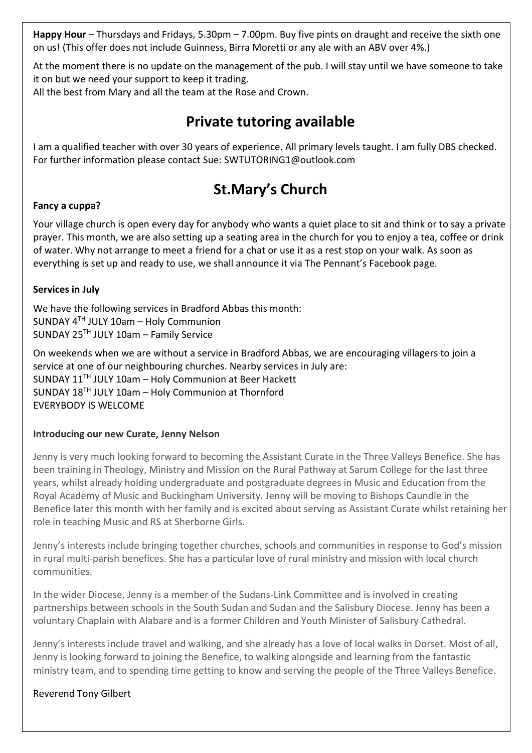**Happy Hour** – Thursdays and Fridays, 5.30pm – 7.00pm. Buy five pints on draught and receive the sixth one on us! (This offer does not include Guinness, Birra Moretti or any ale with an ABV over 4%.)

At the moment there is no update on the management of the pub. I will stay until we have someone to take it on but we need your support to keep it trading.
All the best from Mary and all the team at the Rose and Crown.

## Private tutoring available

I am a qualified teacher with over 30 years of experience. All primary levels taught. I am fully DBS checked. For further information please contact Sue: SWTUTORING1@outlook.com

## St.Mary's Church

**Fancy a cuppa?**

Your village church is open every day for anybody who wants a quiet place to sit and think or to say a private prayer. This month, we are also setting up a seating area in the church for you to enjoy a tea, coffee or drink of water. Why not arrange to meet a friend for a chat or use it as a rest stop on your walk. As soon as everything is set up and ready to use, we shall announce it via The Pennant's Facebook page.

**Services in July**

We have the following services in Bradford Abbas this month:
SUNDAY 4TH JULY 10am – Holy Communion
SUNDAY 25TH JULY 10am – Family Service

On weekends when we are without a service in Bradford Abbas, we are encouraging villagers to join a service at one of our neighbouring churches. Nearby services in July are:
SUNDAY 11TH JULY 10am – Holy Communion at Beer Hackett
SUNDAY 18TH JULY 10am – Holy Communion at Thornford
EVERYBODY IS WELCOME

**Introducing our new Curate, Jenny Nelson**

Jenny is very much looking forward to becoming the Assistant Curate in the Three Valleys Benefice. She has been training in Theology, Ministry and Mission on the Rural Pathway at Sarum College for the last three years, whilst already holding undergraduate and postgraduate degrees in Music and Education from the Royal Academy of Music and Buckingham University. Jenny will be moving to Bishops Caundle in the Benefice later this month with her family and is excited about serving as Assistant Curate whilst retaining her role in teaching Music and RS at Sherborne Girls.

Jenny's interests include bringing together churches, schools and communities in response to God's mission in rural multi-parish benefices. She has a particular love of rural ministry and mission with local church communities.

In the wider Diocese, Jenny is a member of the Sudans-Link Committee and is involved in creating partnerships between schools in the South Sudan and Sudan and the Salisbury Diocese. Jenny has been a voluntary Chaplain with Alabare and is a former Children and Youth Minister of Salisbury Cathedral.

Jenny's interests include travel and walking, and she already has a love of local walks in Dorset. Most of all, Jenny is looking forward to joining the Benefice, to walking alongside and learning from the fantastic ministry team, and to spending time getting to know and serving the people of the Three Valleys Benefice.

Reverend Tony Gilbert